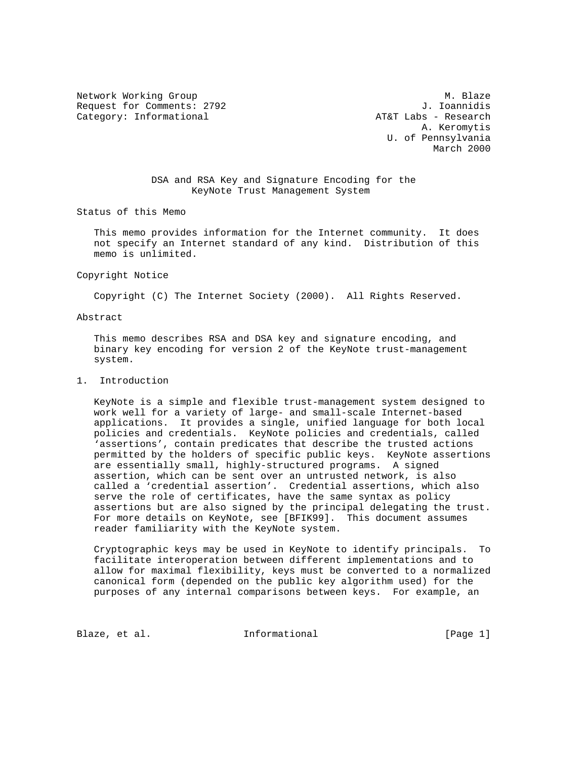Network Working Group M. Blaze
Request for Comments: 2792 J. Ioannidis
Category: Informational AT&T Labs - Research
A. Keromytis
U. of Pennsylvania
March 2000

# DSA and RSA Key and Signature Encoding for the KeyNote Trust Management System

## Status of this Memo

This memo provides information for the Internet community. It does not specify an Internet standard of any kind. Distribution of this memo is unlimited.

## Copyright Notice

Copyright (C) The Internet Society (2000). All Rights Reserved.

## Abstract

This memo describes RSA and DSA key and signature encoding, and binary key encoding for version 2 of the KeyNote trust-management system.

## 1. Introduction

KeyNote is a simple and flexible trust-management system designed to work well for a variety of large- and small-scale Internet-based applications. It provides a single, unified language for both local policies and credentials. KeyNote policies and credentials, called 'assertions', contain predicates that describe the trusted actions permitted by the holders of specific public keys. KeyNote assertions are essentially small, highly-structured programs. A signed assertion, which can be sent over an untrusted network, is also called a 'credential assertion'. Credential assertions, which also serve the role of certificates, have the same syntax as policy assertions but are also signed by the principal delegating the trust. For more details on KeyNote, see [BFIK99]. This document assumes reader familiarity with the KeyNote system.

Cryptographic keys may be used in KeyNote to identify principals. To facilitate interoperation between different implementations and to allow for maximal flexibility, keys must be converted to a normalized canonical form (depended on the public key algorithm used) for the purposes of any internal comparisons between keys. For example, an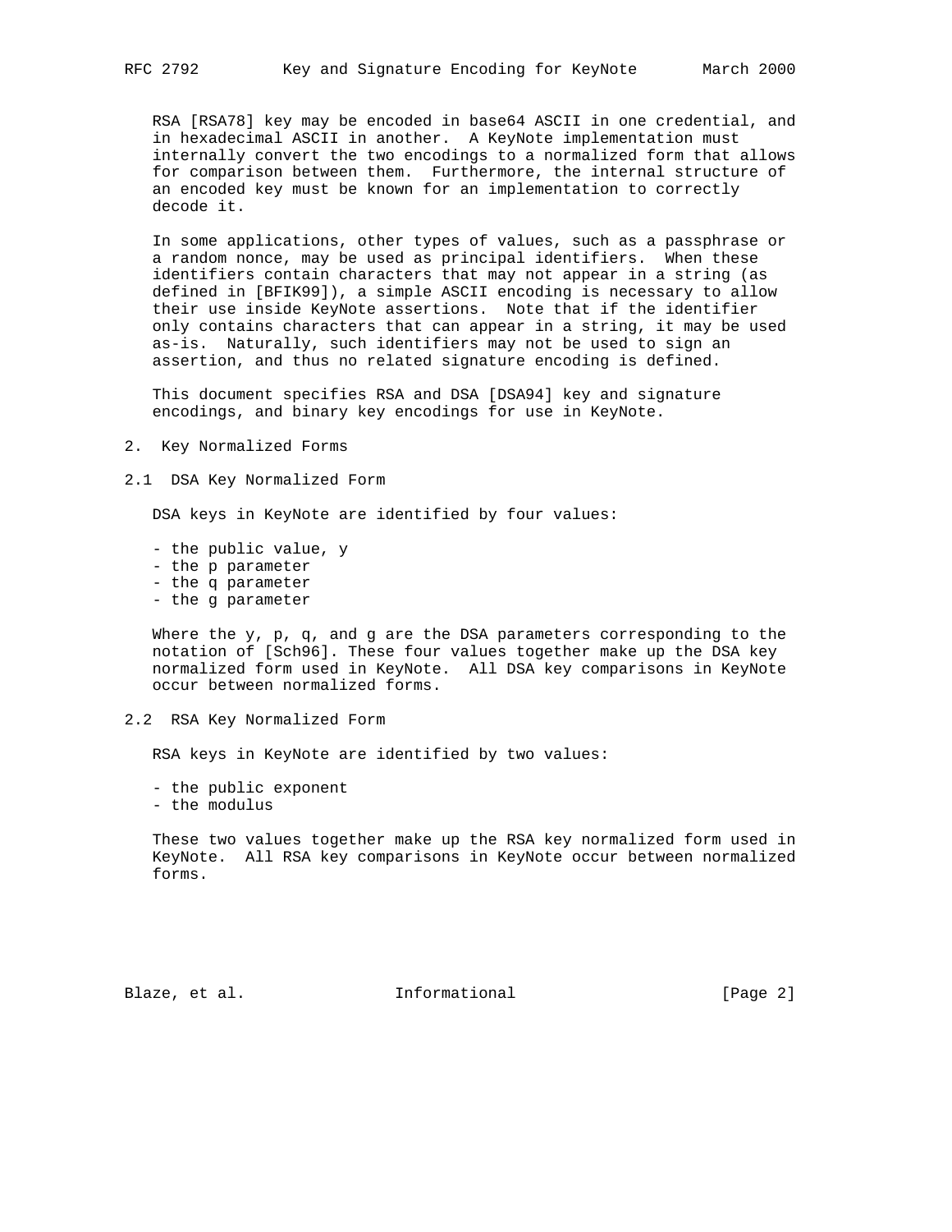RSA [RSA78] key may be encoded in base64 ASCII in one credential, and in hexadecimal ASCII in another. A KeyNote implementation must internally convert the two encodings to a normalized form that allows for comparison between them. Furthermore, the internal structure of an encoded key must be known for an implementation to correctly decode it.

In some applications, other types of values, such as a passphrase or a random nonce, may be used as principal identifiers. When these identifiers contain characters that may not appear in a string (as defined in [BFIK99]), a simple ASCII encoding is necessary to allow their use inside KeyNote assertions. Note that if the identifier only contains characters that can appear in a string, it may be used as-is. Naturally, such identifiers may not be used to sign an assertion, and thus no related signature encoding is defined.

This document specifies RSA and DSA [DSA94] key and signature encodings, and binary key encodings for use in KeyNote.

## 2. Key Normalized Forms

### 2.1 DSA Key Normalized Form

DSA keys in KeyNote are identified by four values:

- the public value, y
- the p parameter
- the q parameter
- the g parameter

Where the y, p, q, and g are the DSA parameters corresponding to the notation of [Sch96]. These four values together make up the DSA key normalized form used in KeyNote. All DSA key comparisons in KeyNote occur between normalized forms.

### 2.2 RSA Key Normalized Form

RSA keys in KeyNote are identified by two values:

- the public exponent
- the modulus

These two values together make up the RSA key normalized form used in KeyNote. All RSA key comparisons in KeyNote occur between normalized forms.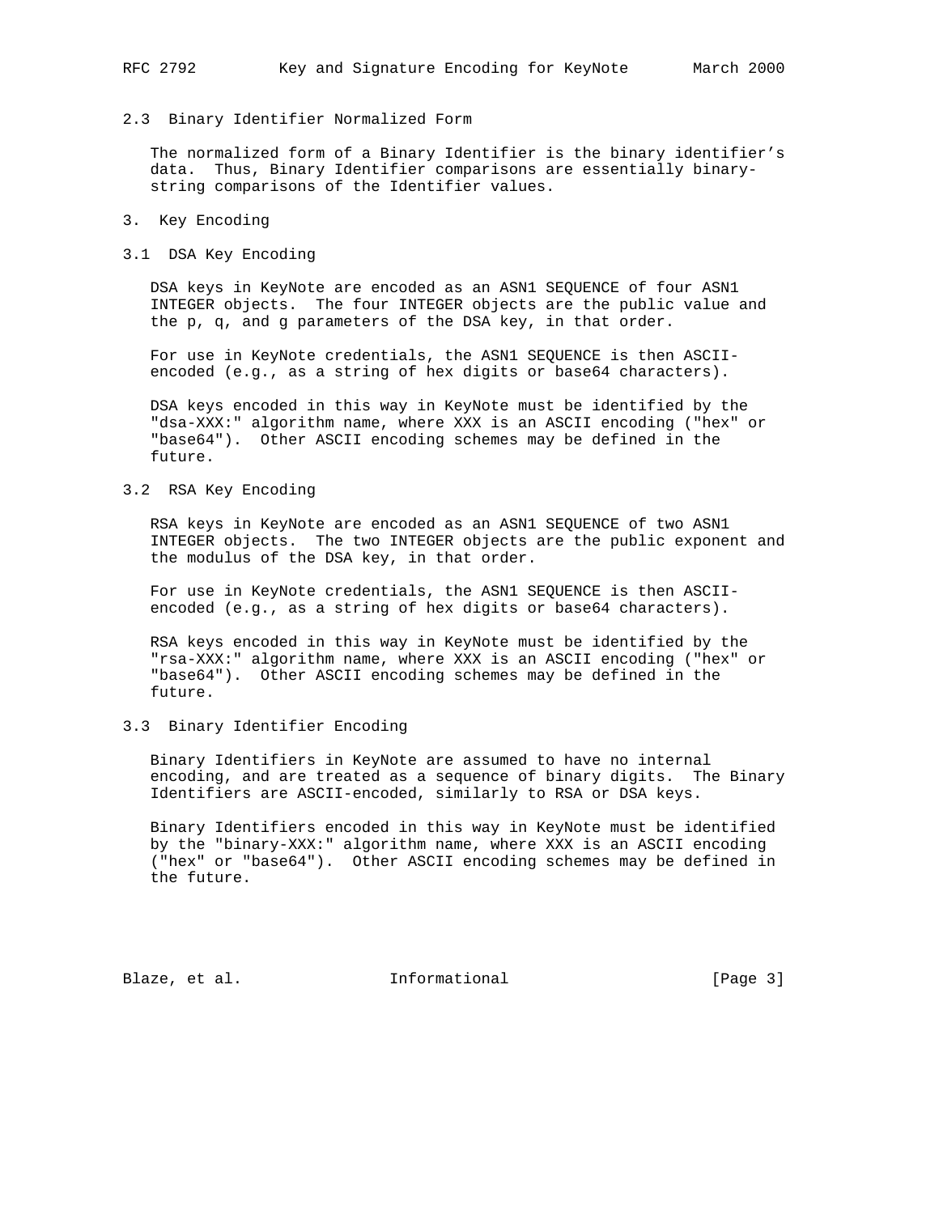### 2.3 Binary Identifier Normalized Form

The normalized form of a Binary Identifier is the binary identifier's data. Thus, Binary Identifier comparisons are essentially binary-string comparisons of the Identifier values.

## 3. Key Encoding

### 3.1 DSA Key Encoding

DSA keys in KeyNote are encoded as an ASN1 SEQUENCE of four ASN1 INTEGER objects. The four INTEGER objects are the public value and the p, q, and g parameters of the DSA key, in that order.

For use in KeyNote credentials, the ASN1 SEQUENCE is then ASCII-encoded (e.g., as a string of hex digits or base64 characters).

DSA keys encoded in this way in KeyNote must be identified by the "dsa-XXX:" algorithm name, where XXX is an ASCII encoding ("hex" or "base64"). Other ASCII encoding schemes may be defined in the future.

### 3.2 RSA Key Encoding

RSA keys in KeyNote are encoded as an ASN1 SEQUENCE of two ASN1 INTEGER objects. The two INTEGER objects are the public exponent and the modulus of the DSA key, in that order.

For use in KeyNote credentials, the ASN1 SEQUENCE is then ASCII-encoded (e.g., as a string of hex digits or base64 characters).

RSA keys encoded in this way in KeyNote must be identified by the "rsa-XXX:" algorithm name, where XXX is an ASCII encoding ("hex" or "base64"). Other ASCII encoding schemes may be defined in the future.

### 3.3 Binary Identifier Encoding

Binary Identifiers in KeyNote are assumed to have no internal encoding, and are treated as a sequence of binary digits. The Binary Identifiers are ASCII-encoded, similarly to RSA or DSA keys.

Binary Identifiers encoded in this way in KeyNote must be identified by the "binary-XXX:" algorithm name, where XXX is an ASCII encoding ("hex" or "base64"). Other ASCII encoding schemes may be defined in the future.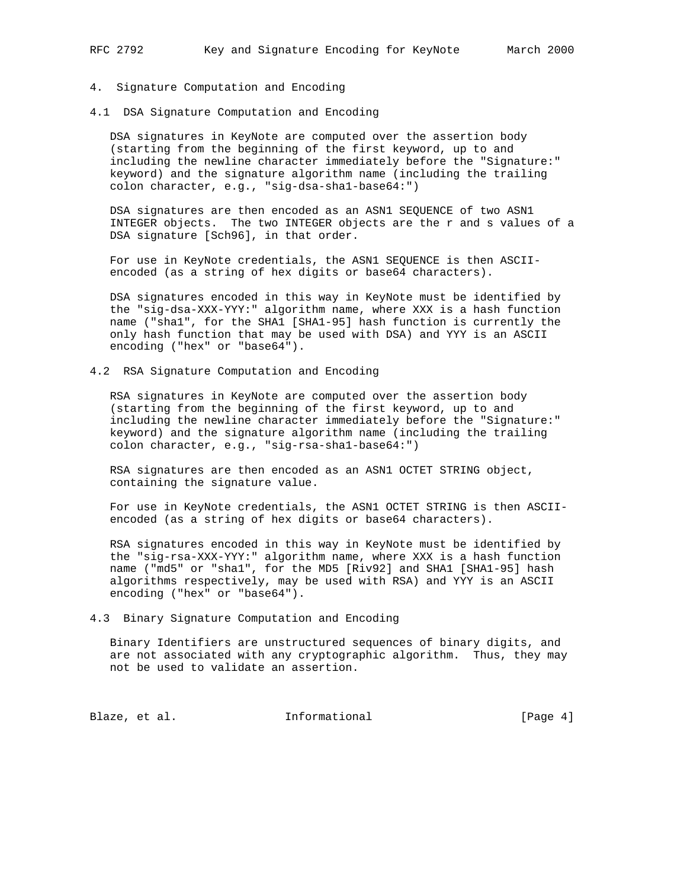## 4. Signature Computation and Encoding

### 4.1 DSA Signature Computation and Encoding

DSA signatures in KeyNote are computed over the assertion body (starting from the beginning of the first keyword, up to and including the newline character immediately before the "Signature:" keyword) and the signature algorithm name (including the trailing colon character, e.g., "sig-dsa-sha1-base64:")

DSA signatures are then encoded as an ASN1 SEQUENCE of two ASN1 INTEGER objects. The two INTEGER objects are the r and s values of a DSA signature [Sch96], in that order.

For use in KeyNote credentials, the ASN1 SEQUENCE is then ASCII-encoded (as a string of hex digits or base64 characters).

DSA signatures encoded in this way in KeyNote must be identified by the "sig-dsa-XXX-YYY:" algorithm name, where XXX is a hash function name ("sha1", for the SHA1 [SHA1-95] hash function is currently the only hash function that may be used with DSA) and YYY is an ASCII encoding ("hex" or "base64").

### 4.2 RSA Signature Computation and Encoding

RSA signatures in KeyNote are computed over the assertion body (starting from the beginning of the first keyword, up to and including the newline character immediately before the "Signature:" keyword) and the signature algorithm name (including the trailing colon character, e.g., "sig-rsa-sha1-base64:")

RSA signatures are then encoded as an ASN1 OCTET STRING object, containing the signature value.

For use in KeyNote credentials, the ASN1 OCTET STRING is then ASCII-encoded (as a string of hex digits or base64 characters).

RSA signatures encoded in this way in KeyNote must be identified by the "sig-rsa-XXX-YYY:" algorithm name, where XXX is a hash function name ("md5" or "sha1", for the MD5 [Riv92] and SHA1 [SHA1-95] hash algorithms respectively, may be used with RSA) and YYY is an ASCII encoding ("hex" or "base64").

### 4.3 Binary Signature Computation and Encoding

Binary Identifiers are unstructured sequences of binary digits, and are not associated with any cryptographic algorithm. Thus, they may not be used to validate an assertion.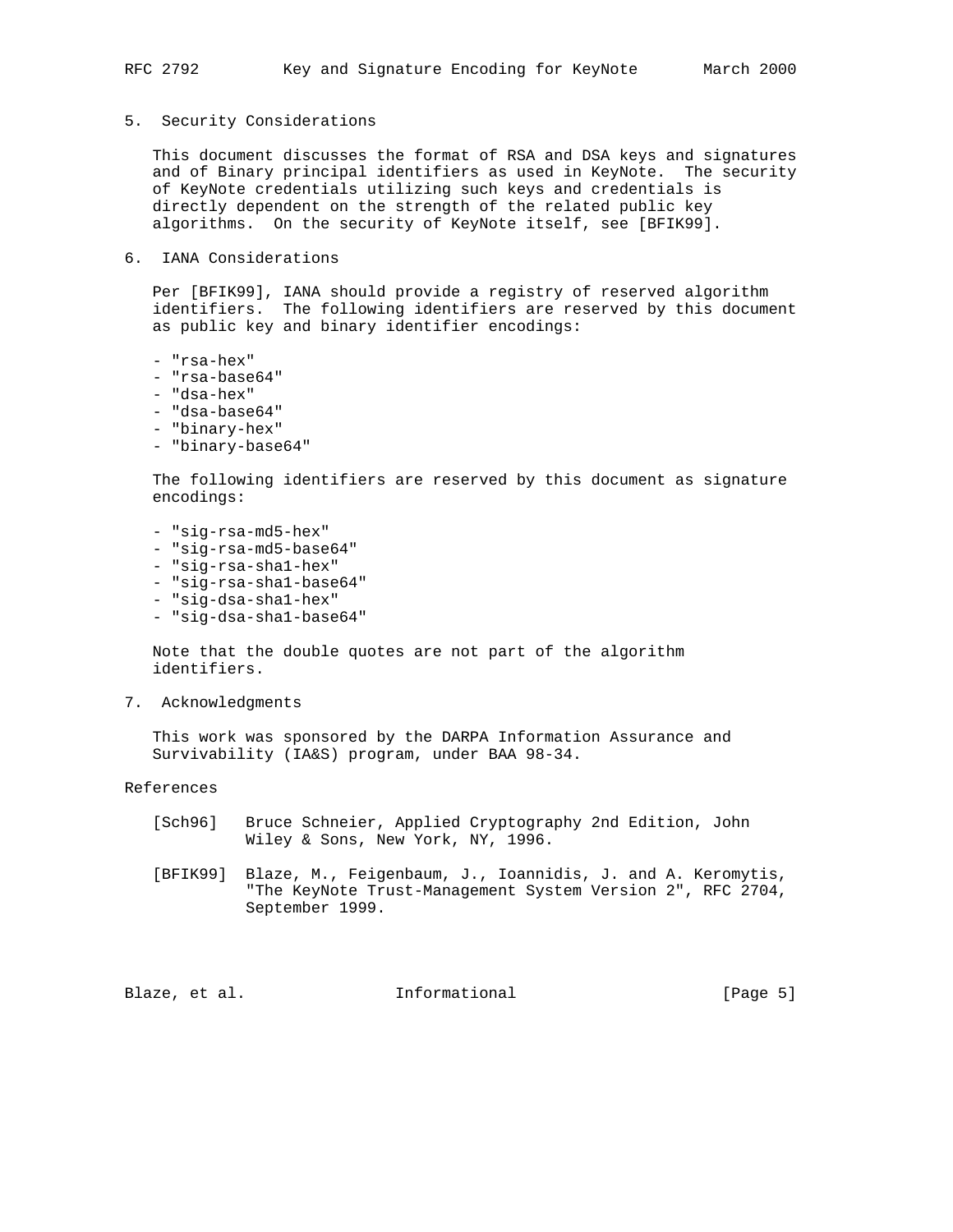## 5. Security Considerations

This document discusses the format of RSA and DSA keys and signatures and of Binary principal identifiers as used in KeyNote. The security of KeyNote credentials utilizing such keys and credentials is directly dependent on the strength of the related public key algorithms. On the security of KeyNote itself, see [BFIK99].

## 6. IANA Considerations

Per [BFIK99], IANA should provide a registry of reserved algorithm identifiers. The following identifiers are reserved by this document as public key and binary identifier encodings:

- "rsa-hex"
- "rsa-base64"
- "dsa-hex"
- "dsa-base64"
- "binary-hex"
- "binary-base64"

The following identifiers are reserved by this document as signature encodings:

- "sig-rsa-md5-hex"
- "sig-rsa-md5-base64"
- "sig-rsa-sha1-hex"
- "sig-rsa-sha1-base64"
- "sig-dsa-sha1-hex"
- "sig-dsa-sha1-base64"

Note that the double quotes are not part of the algorithm identifiers.

## 7. Acknowledgments

This work was sponsored by the DARPA Information Assurance and Survivability (IA&S) program, under BAA 98-34.

## References

[Sch96] Bruce Schneier, Applied Cryptography 2nd Edition, John Wiley & Sons, New York, NY, 1996.

[BFIK99] Blaze, M., Feigenbaum, J., Ioannidis, J. and A. Keromytis, "The KeyNote Trust-Management System Version 2", RFC 2704, September 1999.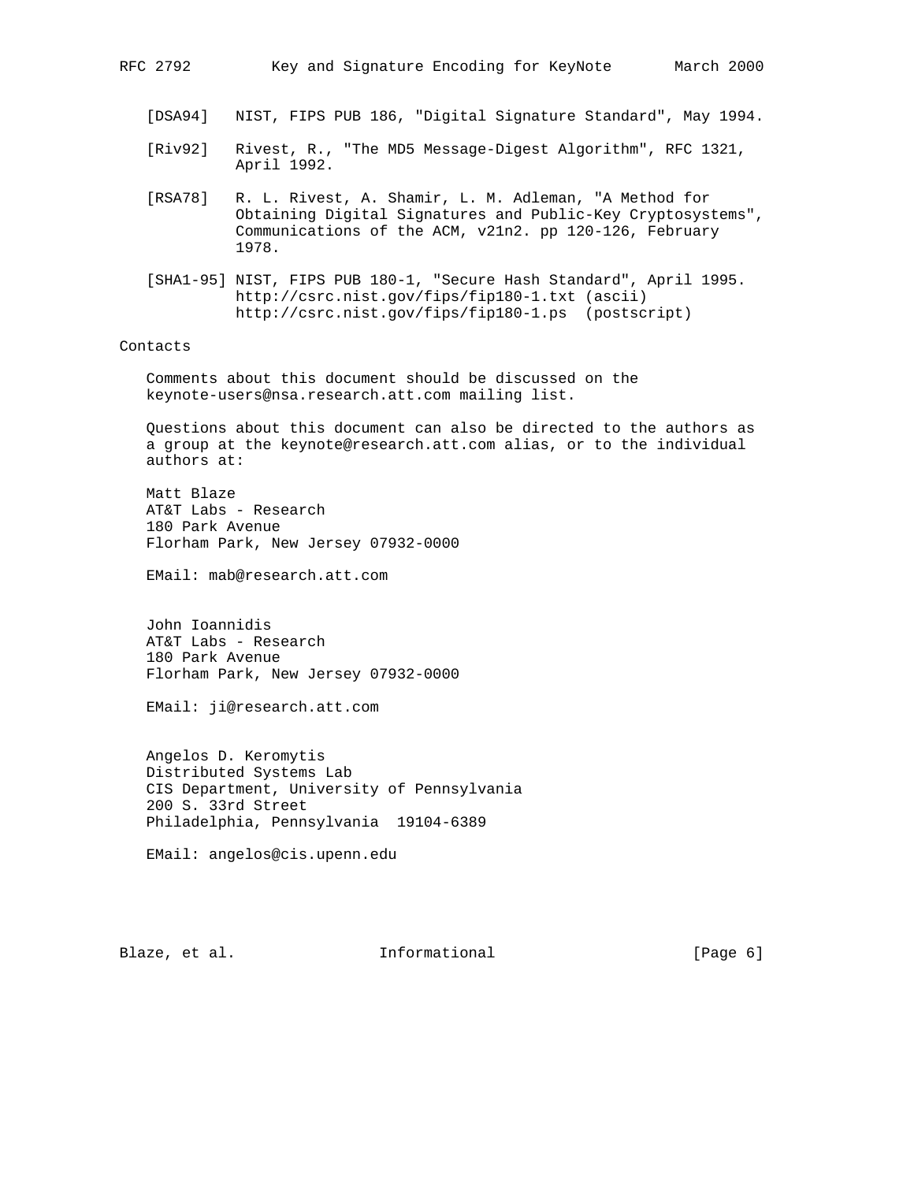[DSA94] NIST, FIPS PUB 186, "Digital Signature Standard", May 1994.

[Riv92] Rivest, R., "The MD5 Message-Digest Algorithm", RFC 1321, April 1992.

[RSA78] R. L. Rivest, A. Shamir, L. M. Adleman, "A Method for Obtaining Digital Signatures and Public-Key Cryptosystems", Communications of the ACM, v21n2. pp 120-126, February 1978.

[SHA1-95] NIST, FIPS PUB 180-1, "Secure Hash Standard", April 1995. http://csrc.nist.gov/fips/fip180-1.txt (ascii) http://csrc.nist.gov/fips/fip180-1.ps (postscript)

## Contacts

Comments about this document should be discussed on the keynote-users@nsa.research.att.com mailing list.

Questions about this document can also be directed to the authors as a group at the keynote@research.att.com alias, or to the individual authors at:

Matt Blaze
AT&T Labs - Research
180 Park Avenue
Florham Park, New Jersey 07932-0000

EMail: mab@research.att.com

John Ioannidis
AT&T Labs - Research
180 Park Avenue
Florham Park, New Jersey 07932-0000

EMail: ji@research.att.com

Angelos D. Keromytis
Distributed Systems Lab
CIS Department, University of Pennsylvania
200 S. 33rd Street
Philadelphia, Pennsylvania 19104-6389

EMail: angelos@cis.upenn.edu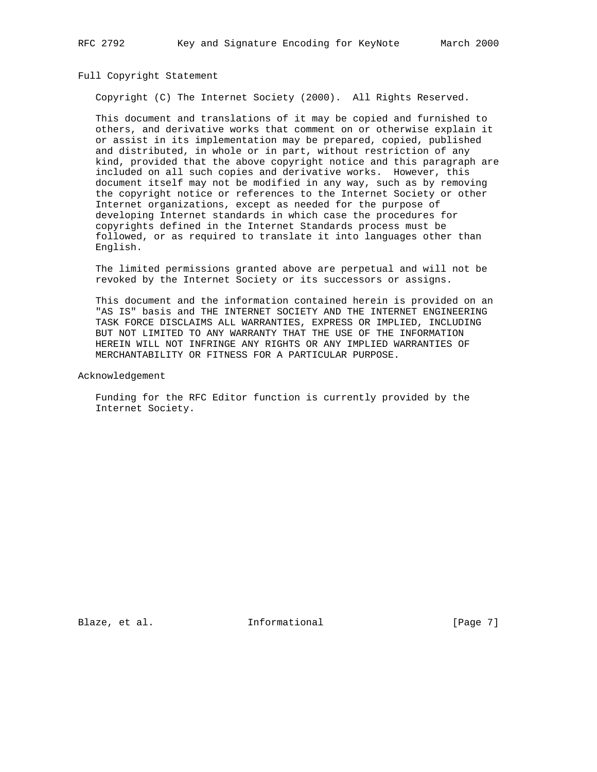## Full Copyright Statement

Copyright (C) The Internet Society (2000). All Rights Reserved.

This document and translations of it may be copied and furnished to others, and derivative works that comment on or otherwise explain it or assist in its implementation may be prepared, copied, published and distributed, in whole or in part, without restriction of any kind, provided that the above copyright notice and this paragraph are included on all such copies and derivative works. However, this document itself may not be modified in any way, such as by removing the copyright notice or references to the Internet Society or other Internet organizations, except as needed for the purpose of developing Internet standards in which case the procedures for copyrights defined in the Internet Standards process must be followed, or as required to translate it into languages other than English.

The limited permissions granted above are perpetual and will not be revoked by the Internet Society or its successors or assigns.

This document and the information contained herein is provided on an "AS IS" basis and THE INTERNET SOCIETY AND THE INTERNET ENGINEERING TASK FORCE DISCLAIMS ALL WARRANTIES, EXPRESS OR IMPLIED, INCLUDING BUT NOT LIMITED TO ANY WARRANTY THAT THE USE OF THE INFORMATION HEREIN WILL NOT INFRINGE ANY RIGHTS OR ANY IMPLIED WARRANTIES OF MERCHANTABILITY OR FITNESS FOR A PARTICULAR PURPOSE.

## Acknowledgement

Funding for the RFC Editor function is currently provided by the Internet Society.